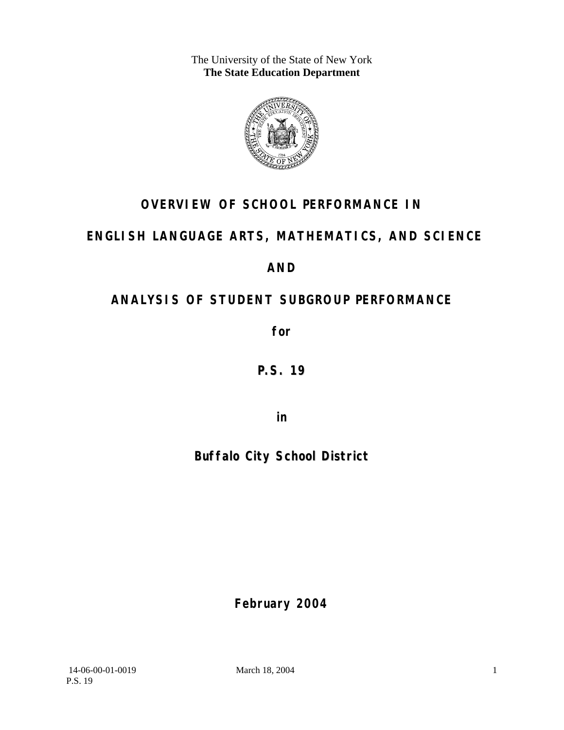The University of the State of New York
**The State Education Department**

# OVERVIEW OF SCHOOL PERFORMANCE IN

# ENGLISH LANGUAGE ARTS, MATHEMATICS, AND SCIENCE

# AND

# ANALYSIS OF STUDENT SUBGROUP PERFORMANCE

**for**

## P.S. 19

**in**

## Buffalo City School District

**February 2004**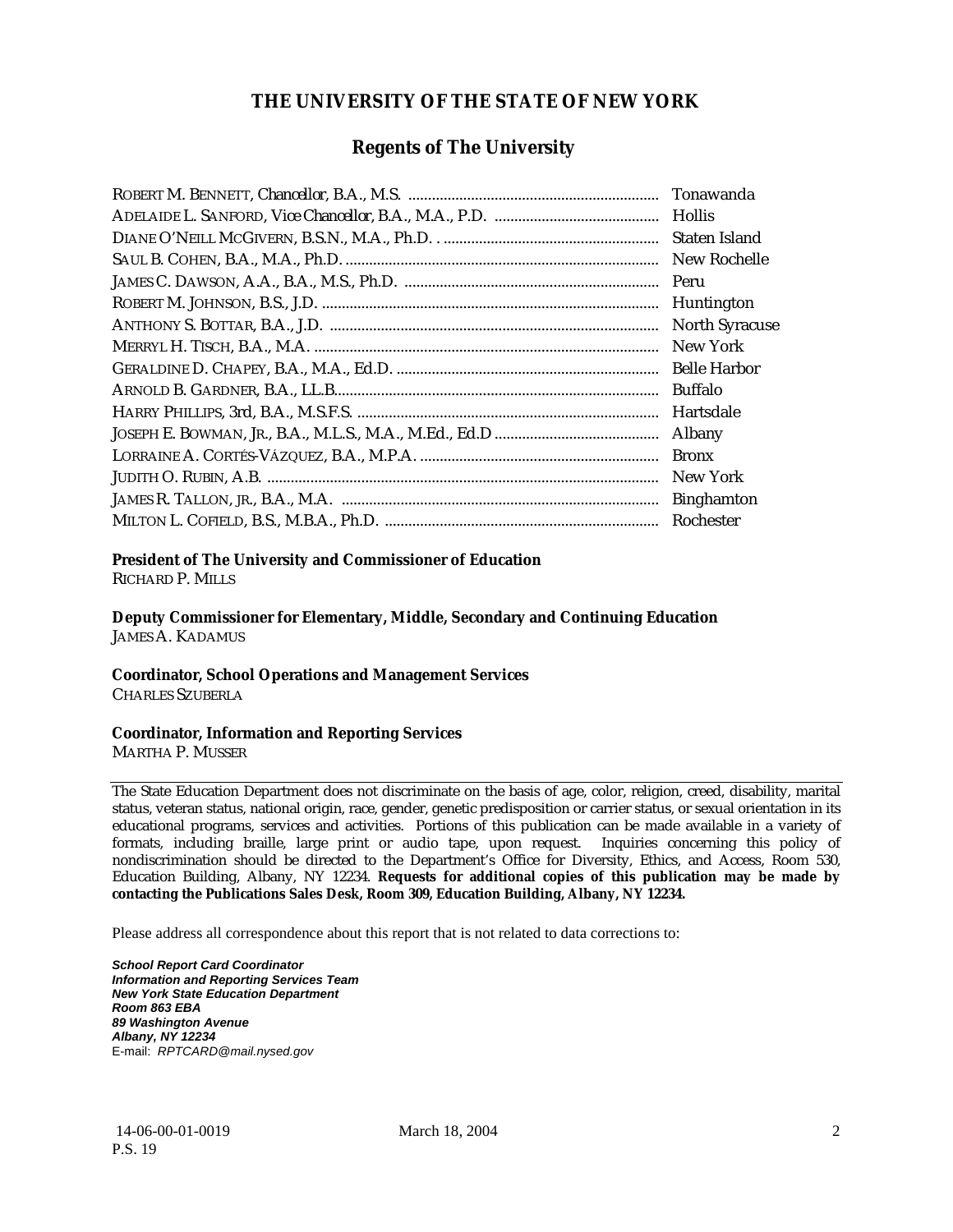# THE UNIVERSITY OF THE STATE OF NEW YORK

## Regents of The University

| | |
|---|---|
| ROBERT M. BENNETT, *Chancellor*, B.A., M.S. | Tonawanda |
| ADELAIDE L. SANFORD, *Vice Chancellor*, B.A., M.A., P.D. | Hollis |
| DIANE O'NEILL MCGIVERN, B.S.N., M.A., Ph.D. | Staten Island |
| SAUL B. COHEN, B.A., M.A., Ph.D. | New Rochelle |
| JAMES C. DAWSON, A.A., B.A., M.S., Ph.D. | Peru |
| ROBERT M. JOHNSON, B.S., J.D. | Huntington |
| ANTHONY S. BOTTAR, B.A., J.D. | North Syracuse |
| MERRYL H. TISCH, B.A., M.A. | New York |
| GERALDINE D. CHAPEY, B.A., M.A., Ed.D. | Belle Harbor |
| ARNOLD B. GARDNER, B.A., LL.B. | Buffalo |
| HARRY PHILLIPS, 3rd, B.A., M.S.F.S. | Hartsdale |
| JOSEPH E. BOWMAN, JR., B.A., M.L.S., M.A., M.Ed., Ed.D | Albany |
| LORRAINE A. CORTÉS-VÁZQUEZ, B.A., M.P.A. | Bronx |
| JUDITH O. RUBIN, A.B. | New York |
| JAMES R. TALLON, JR., B.A., M.A. | Binghamton |
| MILTON L. COFIELD, B.S., M.B.A., Ph.D. | Rochester |

**President of The University and Commissioner of Education**
RICHARD P. MILLS

**Deputy Commissioner for Elementary, Middle, Secondary and Continuing Education**
JAMES A. KADAMUS

**Coordinator, School Operations and Management Services**
CHARLES SZUBERLA

**Coordinator, Information and Reporting Services**
MARTHA P. MUSSER

---

The State Education Department does not discriminate on the basis of age, color, religion, creed, disability, marital status, veteran status, national origin, race, gender, genetic predisposition or carrier status, or sexual orientation in its educational programs, services and activities. Portions of this publication can be made available in a variety of formats, including braille, large print or audio tape, upon request. Inquiries concerning this policy of nondiscrimination should be directed to the Department's Office for Diversity, Ethics, and Access, Room 530, Education Building, Albany, NY 12234. **Requests for additional copies of this publication may be made by contacting the Publications Sales Desk, Room 309, Education Building, Albany, NY 12234.**

Please address all correspondence about this report that is not related to data corrections to:

***School Report Card Coordinator***
***Information and Reporting Services Team***
***New York State Education Department***
***Room 863 EBA***
***89 Washington Avenue***
***Albany, NY 12234***
E-mail: *RPTCARD@mail.nysed.gov*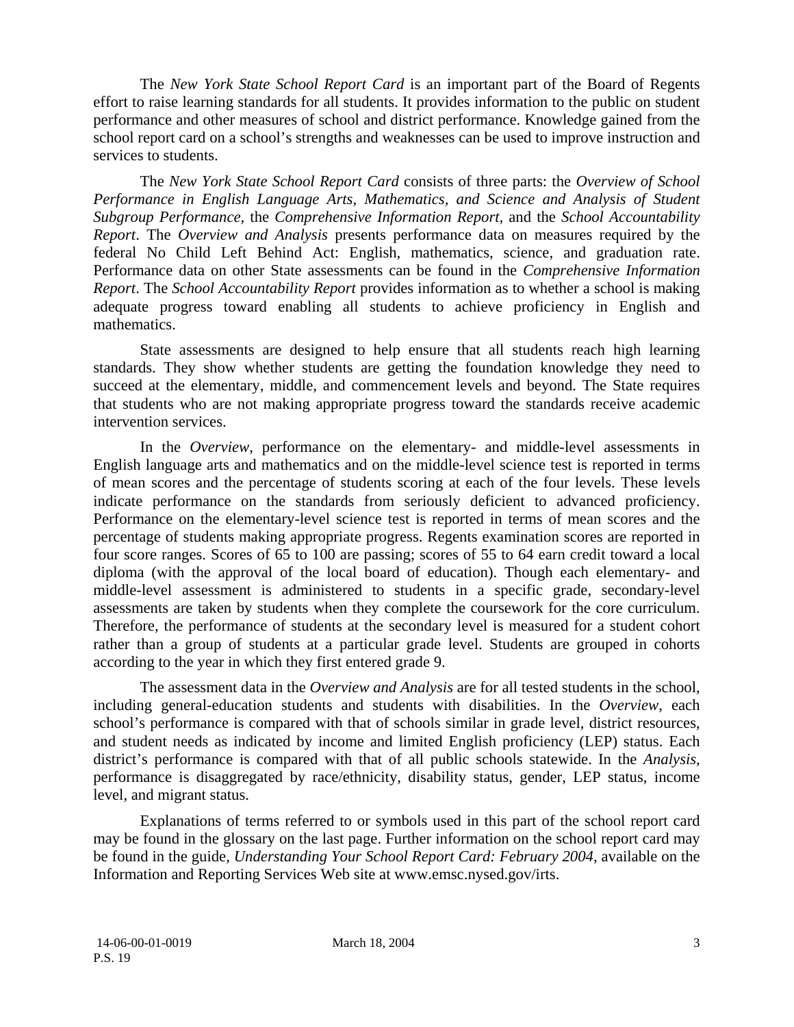The *New York State School Report Card* is an important part of the Board of Regents effort to raise learning standards for all students. It provides information to the public on student performance and other measures of school and district performance. Knowledge gained from the school report card on a school's strengths and weaknesses can be used to improve instruction and services to students.

The *New York State School Report Card* consists of three parts: the *Overview of School Performance in English Language Arts, Mathematics, and Science and Analysis of Student Subgroup Performance,* the *Comprehensive Information Report,* and the *School Accountability Report*. The *Overview and Analysis* presents performance data on measures required by the federal No Child Left Behind Act: English, mathematics, science, and graduation rate. Performance data on other State assessments can be found in the *Comprehensive Information Report*. The *School Accountability Report* provides information as to whether a school is making adequate progress toward enabling all students to achieve proficiency in English and mathematics.

State assessments are designed to help ensure that all students reach high learning standards. They show whether students are getting the foundation knowledge they need to succeed at the elementary, middle, and commencement levels and beyond. The State requires that students who are not making appropriate progress toward the standards receive academic intervention services.

In the *Overview*, performance on the elementary- and middle-level assessments in English language arts and mathematics and on the middle-level science test is reported in terms of mean scores and the percentage of students scoring at each of the four levels. These levels indicate performance on the standards from seriously deficient to advanced proficiency. Performance on the elementary-level science test is reported in terms of mean scores and the percentage of students making appropriate progress. Regents examination scores are reported in four score ranges. Scores of 65 to 100 are passing; scores of 55 to 64 earn credit toward a local diploma (with the approval of the local board of education). Though each elementary- and middle-level assessment is administered to students in a specific grade, secondary-level assessments are taken by students when they complete the coursework for the core curriculum. Therefore, the performance of students at the secondary level is measured for a student cohort rather than a group of students at a particular grade level. Students are grouped in cohorts according to the year in which they first entered grade 9.

The assessment data in the *Overview and Analysis* are for all tested students in the school, including general-education students and students with disabilities. In the *Overview*, each school's performance is compared with that of schools similar in grade level, district resources, and student needs as indicated by income and limited English proficiency (LEP) status. Each district's performance is compared with that of all public schools statewide. In the *Analysis*, performance is disaggregated by race/ethnicity, disability status, gender, LEP status, income level, and migrant status.

Explanations of terms referred to or symbols used in this part of the school report card may be found in the glossary on the last page. Further information on the school report card may be found in the guide, *Understanding Your School Report Card: February 2004*, available on the Information and Reporting Services Web site at www.emsc.nysed.gov/irts.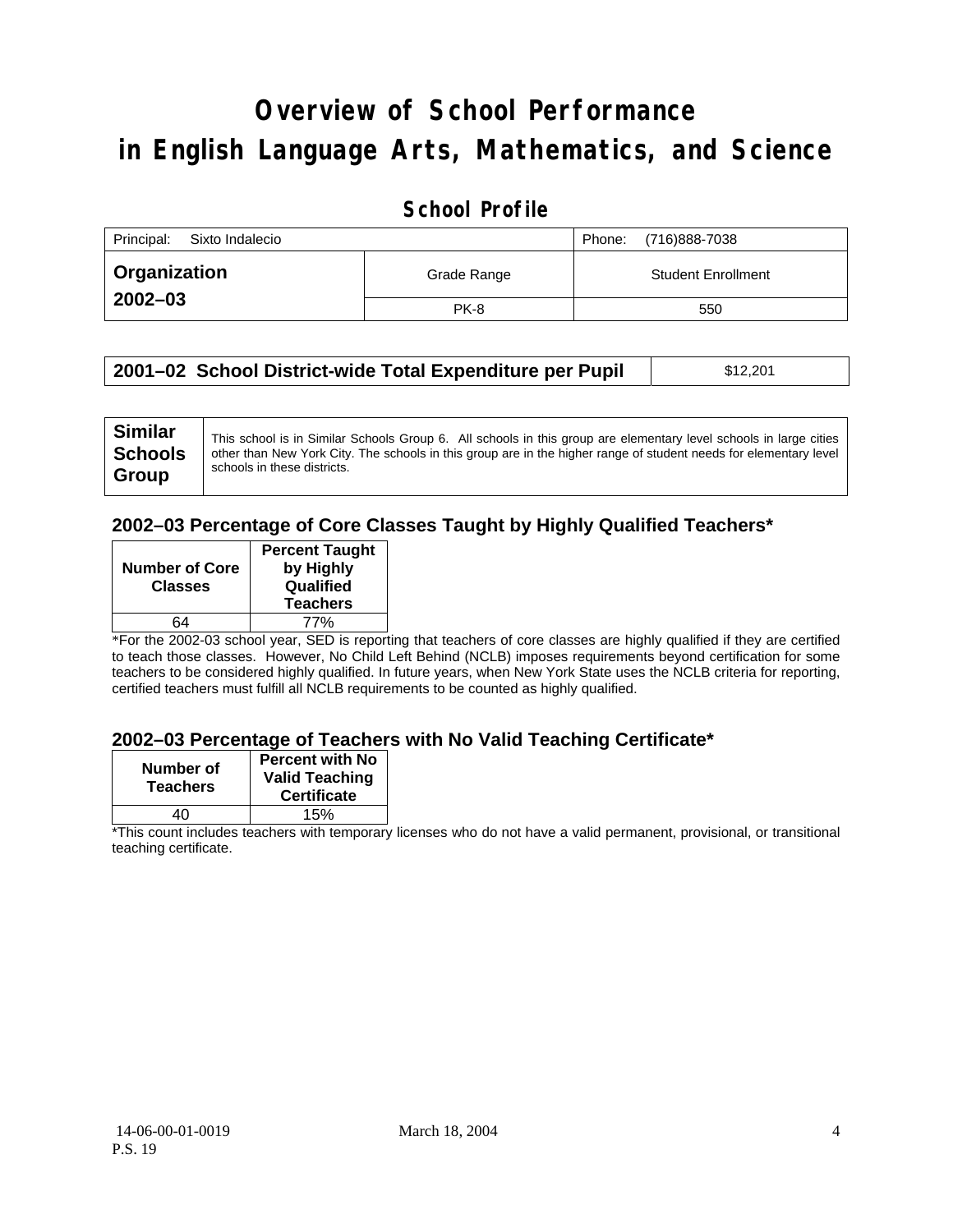# Overview of School Performance in English Language Arts, Mathematics, and Science

## School Profile

| Principal: Sixto Indalecio | | Phone: (716)888-7038 |
|---|---|---|
| **Organization 2002–03** | Grade Range | Student Enrollment |
| | PK-8 | 550 |

| **2001–02 School District-wide Total Expenditure per Pupil** | $12,201 |
|---|---|

| **Similar Schools Group** | This school is in Similar Schools Group 6. All schools in this group are elementary level schools in large cities other than New York City. The schools in this group are in the higher range of student needs for elementary level schools in these districts. |
|---|---|

### 2002–03 Percentage of Core Classes Taught by Highly Qualified Teachers*

| Number of Core Classes | Percent Taught by Highly Qualified Teachers |
|---|---|
| 64 | 77% |

*For the 2002-03 school year, SED is reporting that teachers of core classes are highly qualified if they are certified to teach those classes. However, No Child Left Behind (NCLB) imposes requirements beyond certification for some teachers to be considered highly qualified. In future years, when New York State uses the NCLB criteria for reporting, certified teachers must fulfill all NCLB requirements to be counted as highly qualified.

### 2002–03 Percentage of Teachers with No Valid Teaching Certificate*

| Number of Teachers | Percent with No Valid Teaching Certificate |
|---|---|
| 40 | 15% |

*This count includes teachers with temporary licenses who do not have a valid permanent, provisional, or transitional teaching certificate.

14-06-00-01-0019 P.S. 19 March 18, 2004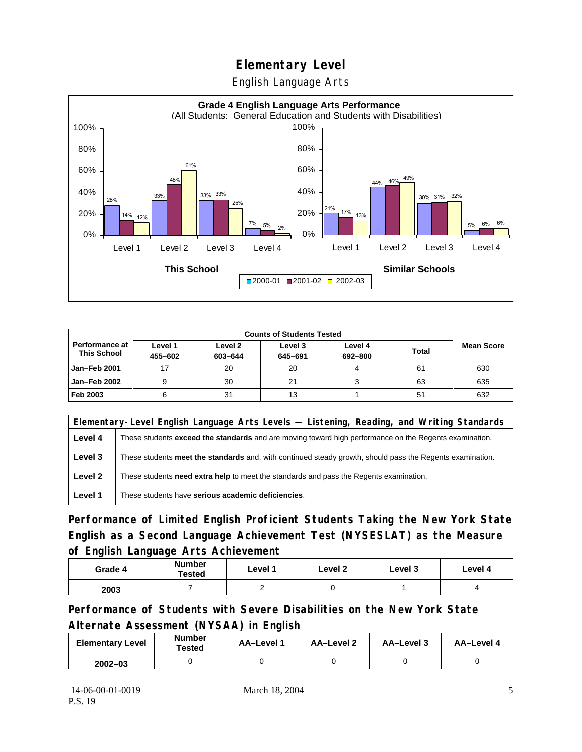# Elementary Level

English Language Arts

**Grade 4 English Language Arts Performance**
(All Students: General Education and Students with Disabilities)

| | This School 2000-01 | This School 2001-02 | This School 2002-03 | Similar Schools 2000-01 | Similar Schools 2001-02 | Similar Schools 2002-03 |
|---|---|---|---|---|---|---|
| Level 1 | 28% | 14% | 12% | 21% | 17% | 13% |
| Level 2 | 33% | 48% | 61% | 44% | 46% | 49% |
| Level 3 | 33% | 33% | 25% | 30% | 31% | 32% |
| Level 4 | 7% | 5% | 2% | 5% | 6% | 6% |

| Performance at This School | Counts of Students Tested | | | | | Mean Score |
|---|---|---|---|---|---|---|
| | Level 1 455–602 | Level 2 603–644 | Level 3 645–691 | Level 4 692–800 | Total | |
| Jan–Feb 2001 | 17 | 20 | 20 | 4 | 61 | 630 |
| Jan–Feb 2002 | 9 | 30 | 21 | 3 | 63 | 635 |
| Feb 2003 | 6 | 31 | 13 | 1 | 51 | 632 |

| Elementary-Level English Language Arts Levels — Listening, Reading, and Writing Standards | |
|---|---|
| Level 4 | These students **exceed the standards** and are moving toward high performance on the Regents examination. |
| Level 3 | These students **meet the standards** and, with continued steady growth, should pass the Regents examination. |
| Level 2 | These students **need extra help** to meet the standards and pass the Regents examination. |
| Level 1 | These students have **serious academic deficiencies**. |

## Performance of Limited English Proficient Students Taking the New York State English as a Second Language Achievement Test (NYSESLAT) as the Measure of English Language Arts Achievement

| Grade 4 | Number Tested | Level 1 | Level 2 | Level 3 | Level 4 |
|---|---|---|---|---|---|
| 2003 | 7 | 2 | 0 | 1 | 4 |

## Performance of Students with Severe Disabilities on the New York State Alternate Assessment (NYSAA) in English

| Elementary Level | Number Tested | AA–Level 1 | AA–Level 2 | AA–Level 3 | AA–Level 4 |
|---|---|---|---|---|---|
| 2002–03 | 0 | 0 | 0 | 0 | 0 |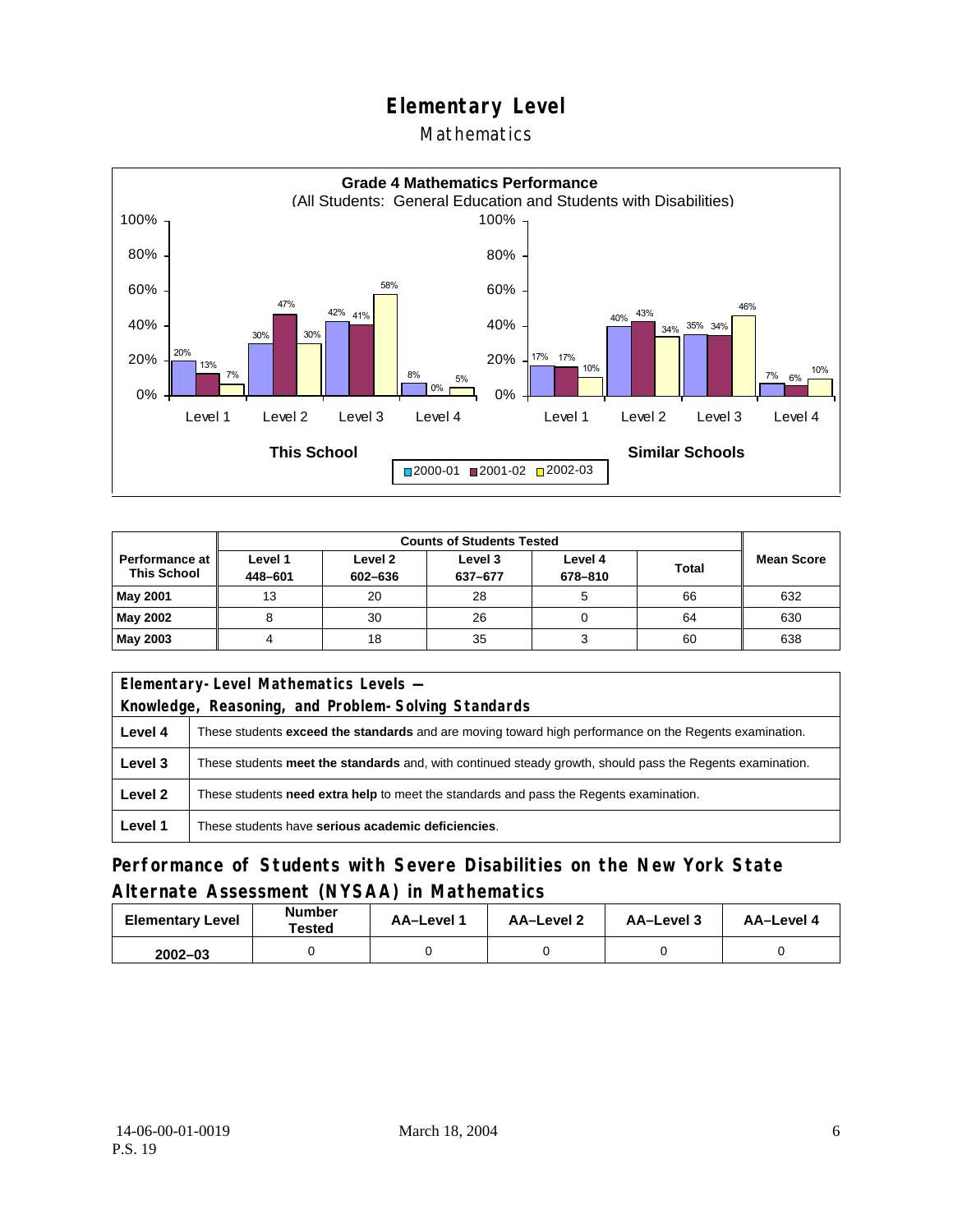# Elementary Level

## Mathematics

**Grade 4 Mathematics Performance**
(All Students: General Education and Students with Disabilities)

This School:

| | 2000-01 | 2001-02 | 2002-03 |
|---|---|---|---|
| Level 1 | 20% | 13% | 7% |
| Level 2 | 30% | 47% | 30% |
| Level 3 | 42% | 41% | 58% |
| Level 4 | 8% | 0% | 5% |

Similar Schools:

| | 2000-01 | 2001-02 | 2002-03 |
|---|---|---|---|
| Level 1 | 17% | 17% | 10% |
| Level 2 | 40% | 43% | 34% |
| Level 3 | 35% | 34% | 46% |
| Level 4 | 7% | 6% | 10% |

| Performance at This School | Counts of Students Tested | | | | | Mean Score |
|---|---|---|---|---|---|---|
| | Level 1 448–601 | Level 2 602–636 | Level 3 637–677 | Level 4 678–810 | Total | |
| **May 2001** | 13 | 20 | 28 | 5 | 66 | 632 |
| **May 2002** | 8 | 30 | 26 | 0 | 64 | 630 |
| **May 2003** | 4 | 18 | 35 | 3 | 60 | 638 |

| Elementary-Level Mathematics Levels — Knowledge, Reasoning, and Problem-Solving Standards | |
|---|---|
| **Level 4** | These students **exceed the standards** and are moving toward high performance on the Regents examination. |
| **Level 3** | These students **meet the standards** and, with continued steady growth, should pass the Regents examination. |
| **Level 2** | These students **need extra help** to meet the standards and pass the Regents examination. |
| **Level 1** | These students have **serious academic deficiencies**. |

## Performance of Students with Severe Disabilities on the New York State Alternate Assessment (NYSAA) in Mathematics

| Elementary Level | Number Tested | AA–Level 1 | AA–Level 2 | AA–Level 3 | AA–Level 4 |
|---|---|---|---|---|---|
| 2002–03 | 0 | 0 | 0 | 0 | 0 |

14-06-00-01-0019
P.S. 19

March 18, 2004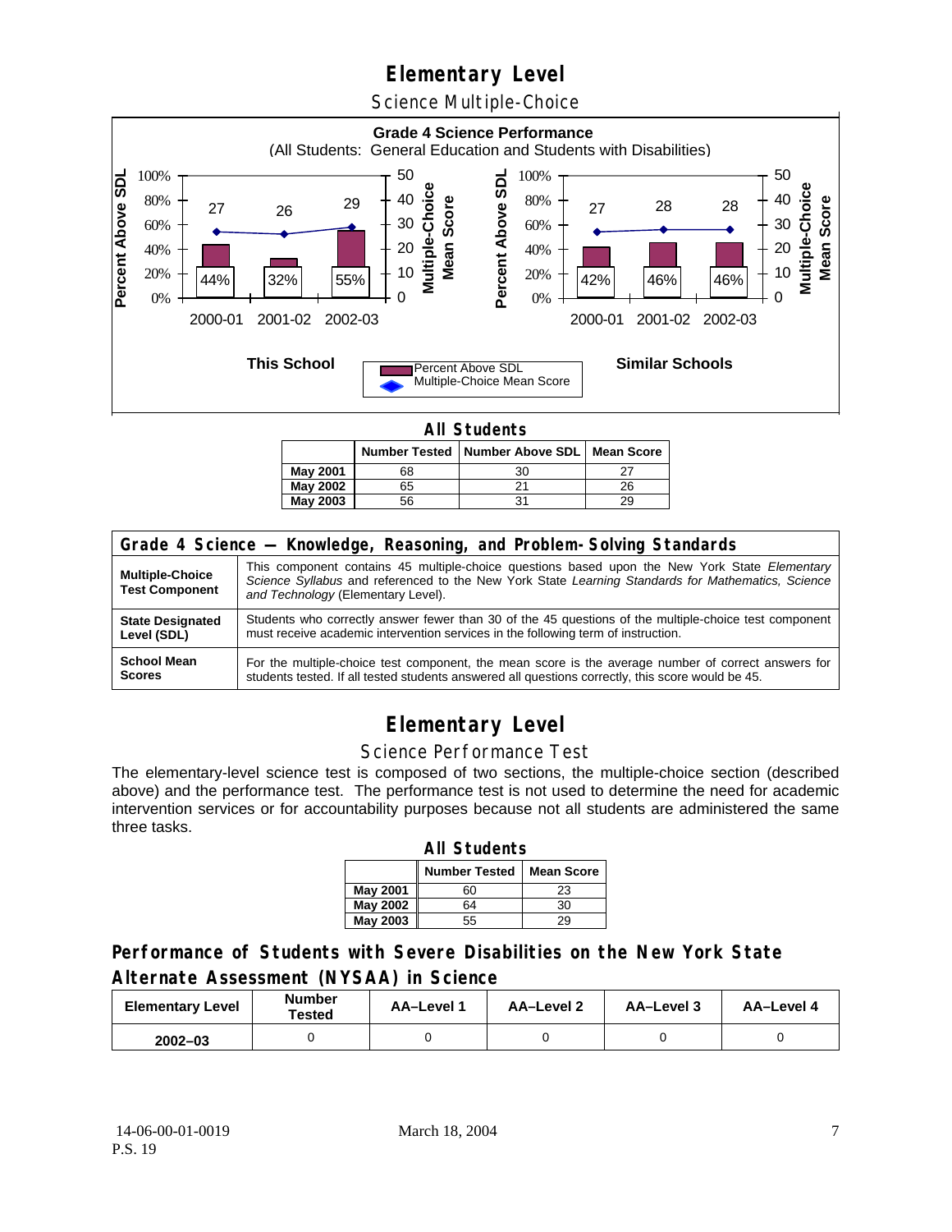# Elementary Level

## Science Multiple-Choice

**Grade 4 Science Performance**
(All Students: General Education and Students with Disabilities)

**This School**

| | 2000-01 | 2001-02 | 2002-03 |
|---|---|---|---|
| Percent Above SDL | 44% | 32% | 55% |
| Multiple-Choice Mean Score | 27 | 26 | 29 |

**Similar Schools**

| | 2000-01 | 2001-02 | 2002-03 |
|---|---|---|---|
| Percent Above SDL | 42% | 46% | 46% |
| Multiple-Choice Mean Score | 27 | 28 | 28 |

**All Students**

| | Number Tested | Number Above SDL | Mean Score |
|---|---|---|---|
| **May 2001** | 68 | 30 | 27 |
| **May 2002** | 65 | 21 | 26 |
| **May 2003** | 56 | 31 | 29 |

| Grade 4 Science — Knowledge, Reasoning, and Problem-Solving Standards | |
|---|---|
| **Multiple-Choice Test Component** | This component contains 45 multiple-choice questions based upon the New York State *Elementary Science Syllabus* and referenced to the New York State *Learning Standards for Mathematics, Science and Technology* (Elementary Level). |
| **State Designated Level (SDL)** | Students who correctly answer fewer than 30 of the 45 questions of the multiple-choice test component must receive academic intervention services in the following term of instruction. |
| **School Mean Scores** | For the multiple-choice test component, the mean score is the average number of correct answers for students tested. If all tested students answered all questions correctly, this score would be 45. |

# Elementary Level

## Science Performance Test

The elementary-level science test is composed of two sections, the multiple-choice section (described above) and the performance test. The performance test is not used to determine the need for academic intervention services or for accountability purposes because not all students are administered the same three tasks.

**All Students**

| | Number Tested | Mean Score |
|---|---|---|
| **May 2001** | 60 | 23 |
| **May 2002** | 64 | 30 |
| **May 2003** | 55 | 29 |

## Performance of Students with Severe Disabilities on the New York State Alternate Assessment (NYSAA) in Science

| Elementary Level | Number Tested | AA–Level 1 | AA–Level 2 | AA–Level 3 | AA–Level 4 |
|---|---|---|---|---|---|
| **2002–03** | 0 | 0 | 0 | 0 | 0 |

14-06-00-01-0019 P.S. 19 March 18, 2004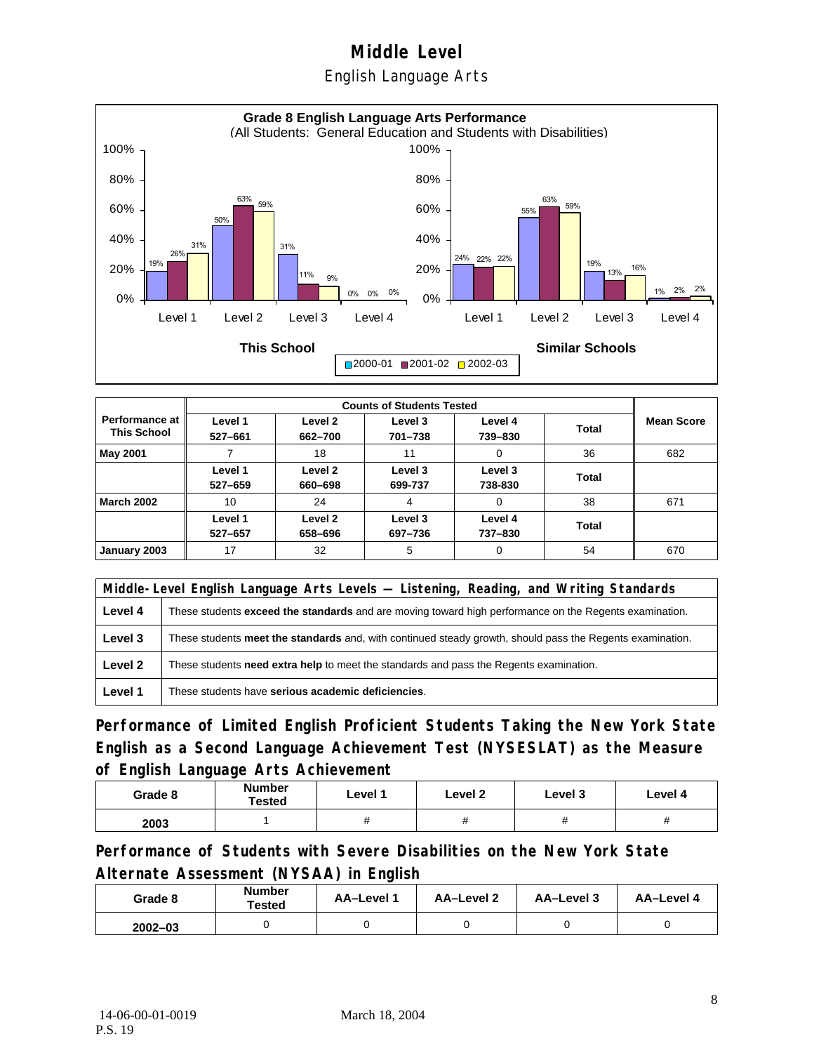# Middle Level

## English Language Arts

**Grade 8 English Language Arts Performance**
(All Students: General Education and Students with Disabilities)

**This School**

| | 2000-01 | 2001-02 | 2002-03 |
|---|---|---|---|
| Level 1 | 19% | 26% | 31% |
| Level 2 | 50% | 63% | 59% |
| Level 3 | 31% | 11% | 9% |
| Level 4 | 0% | 0% | 0% |

**Similar Schools**

| | 2000-01 | 2001-02 | 2002-03 |
|---|---|---|---|
| Level 1 | 24% | 22% | 22% |
| Level 2 | 55% | 63% | 59% |
| Level 3 | 19% | 13% | 16% |
| Level 4 | 1% | 2% | 2% |

| Performance at This School | Counts of Students Tested | | | | | Mean Score |
|---|---|---|---|---|---|---|
| | Level 1 527–661 | Level 2 662–700 | Level 3 701–738 | Level 4 739–830 | Total | |
| May 2001 | 7 | 18 | 11 | 0 | 36 | 682 |
| | Level 1 527–659 | Level 2 660–698 | Level 3 699-737 | Level 3 738-830 | Total | |
| March 2002 | 10 | 24 | 4 | 0 | 38 | 671 |
| | Level 1 527–657 | Level 2 658–696 | Level 3 697–736 | Level 4 737–830 | Total | |
| January 2003 | 17 | 32 | 5 | 0 | 54 | 670 |

| Middle-Level English Language Arts Levels — Listening, Reading, and Writing Standards | |
|---|---|
| Level 4 | These students **exceed the standards** and are moving toward high performance on the Regents examination. |
| Level 3 | These students **meet the standards** and, with continued steady growth, should pass the Regents examination. |
| Level 2 | These students **need extra help** to meet the standards and pass the Regents examination. |
| Level 1 | These students have **serious academic deficiencies**. |

### Performance of Limited English Proficient Students Taking the New York State English as a Second Language Achievement Test (NYSESLAT) as the Measure of English Language Arts Achievement

| Grade 8 | Number Tested | Level 1 | Level 2 | Level 3 | Level 4 |
|---|---|---|---|---|---|
| 2003 | 1 | # | # | # | # |

### Performance of Students with Severe Disabilities on the New York State Alternate Assessment (NYSAA) in English

| Grade 8 | Number Tested | AA–Level 1 | AA–Level 2 | AA–Level 3 | AA–Level 4 |
|---|---|---|---|---|---|
| 2002–03 | 0 | 0 | 0 | 0 | 0 |

14-06-00-01-0019 March 18, 2004
P.S. 19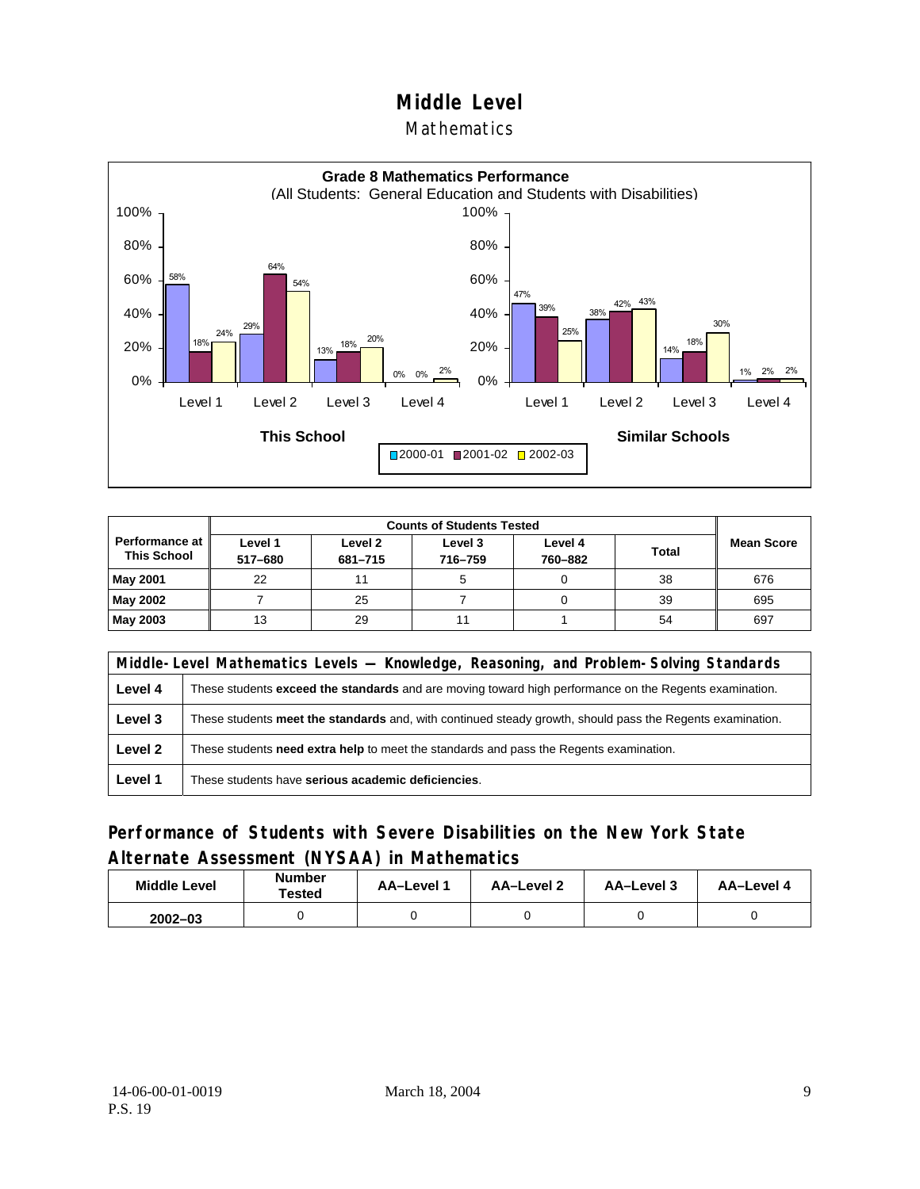# Middle Level

## Mathematics

**Grade 8 Mathematics Performance**
(All Students: General Education and Students with Disabilities)

| | This School 2000-01 | This School 2001-02 | This School 2002-03 | Similar Schools 2000-01 | Similar Schools 2001-02 | Similar Schools 2002-03 |
|---|---|---|---|---|---|---|
| Level 1 | 58% | 18% | 24% | 47% | 39% | 25% |
| Level 2 | 29% | 64% | 54% | 38% | 42% | 43% |
| Level 3 | 13% | 18% | 20% | 14% | 18% | 30% |
| Level 4 | 0% | 0% | 2% | 1% | 2% | 2% |

| Performance at This School | Counts of Students Tested | | | | | Mean Score |
|---|---|---|---|---|---|---|
| | Level 1 517–680 | Level 2 681–715 | Level 3 716–759 | Level 4 760–882 | Total | |
| **May 2001** | 22 | 11 | 5 | 0 | 38 | 676 |
| **May 2002** | 7 | 25 | 7 | 0 | 39 | 695 |
| **May 2003** | 13 | 29 | 11 | 1 | 54 | 697 |

| Middle-Level Mathematics Levels — Knowledge, Reasoning, and Problem-Solving Standards | |
|---|---|
| **Level 4** | These students **exceed the standards** and are moving toward high performance on the Regents examination. |
| **Level 3** | These students **meet the standards** and, with continued steady growth, should pass the Regents examination. |
| **Level 2** | These students **need extra help** to meet the standards and pass the Regents examination. |
| **Level 1** | These students have **serious academic deficiencies**. |

## Performance of Students with Severe Disabilities on the New York State Alternate Assessment (NYSAA) in Mathematics

| Middle Level | Number Tested | AA–Level 1 | AA–Level 2 | AA–Level 3 | AA–Level 4 |
|---|---|---|---|---|---|
| 2002–03 | 0 | 0 | 0 | 0 | 0 |

14-06-00-01-0019
P.S. 19

March 18, 2004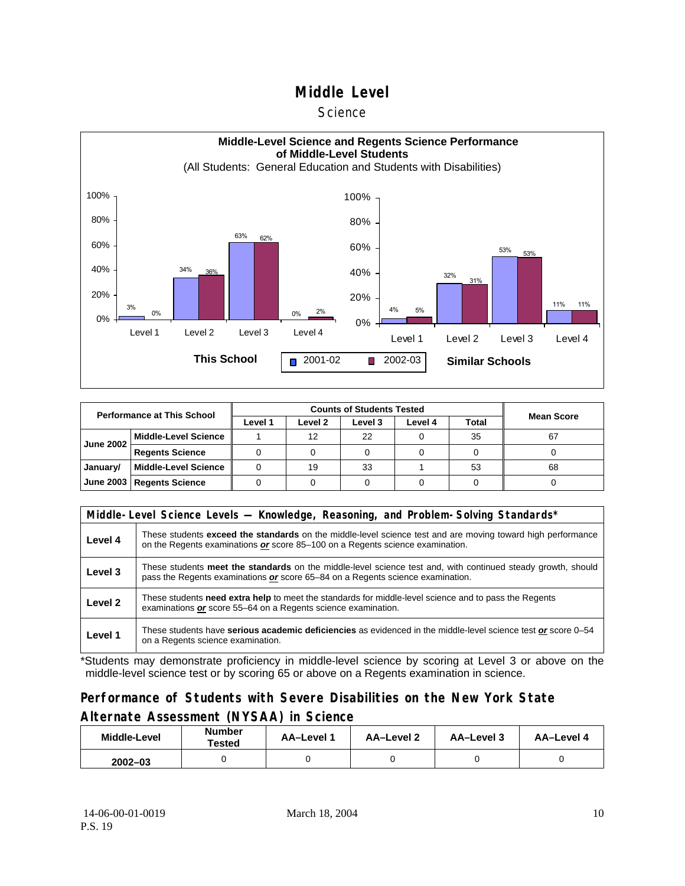# Middle Level

## Science

**Middle-Level Science and Regents Science Performance of Middle-Level Students**
(All Students: General Education and Students with Disabilities)

**This School**

| | 2001-02 | 2002-03 |
|---|---|---|
| Level 1 | 3% | 0% |
| Level 2 | 34% | 36% |
| Level 3 | 63% | 62% |
| Level 4 | 0% | 2% |

**Similar Schools**

| | 2001-02 | 2002-03 |
|---|---|---|
| Level 1 | 4% | 5% |
| Level 2 | 32% | 31% |
| Level 3 | 53% | 53% |
| Level 4 | 11% | 11% |

| Performance at This School | | Counts of Students Tested | | | | | Mean Score |
|---|---|---|---|---|---|---|---|
| | | Level 1 | Level 2 | Level 3 | Level 4 | Total | |
| June 2002 | Middle-Level Science | 1 | 12 | 22 | 0 | 35 | 67 |
| | Regents Science | 0 | 0 | 0 | 0 | 0 | 0 |
| January/ June 2003 | Middle-Level Science | 0 | 19 | 33 | 1 | 53 | 68 |
| | Regents Science | 0 | 0 | 0 | 0 | 0 | 0 |

| Middle-Level Science Levels — Knowledge, Reasoning, and Problem-Solving Standards* | |
|---|---|
| Level 4 | These students **exceed the standards** on the middle-level science test and are moving toward high performance on the Regents examinations ***or*** score 85–100 on a Regents science examination. |
| Level 3 | These students **meet the standards** on the middle-level science test and, with continued steady growth, should pass the Regents examinations ***or*** score 65–84 on a Regents science examination. |
| Level 2 | These students **need extra help** to meet the standards for middle-level science and to pass the Regents examinations ***or*** score 55–64 on a Regents science examination. |
| Level 1 | These students have **serious academic deficiencies** as evidenced in the middle-level science test ***or*** score 0–54 on a Regents science examination. |

*Students may demonstrate proficiency in middle-level science by scoring at Level 3 or above on the middle-level science test or by scoring 65 or above on a Regents examination in science.

## Performance of Students with Severe Disabilities on the New York State Alternate Assessment (NYSAA) in Science

| Middle-Level | Number Tested | AA–Level 1 | AA–Level 2 | AA–Level 3 | AA–Level 4 |
|---|---|---|---|---|---|
| 2002–03 | 0 | 0 | 0 | 0 | 0 |

14-06-00-01-0019
P.S. 19

March 18, 2004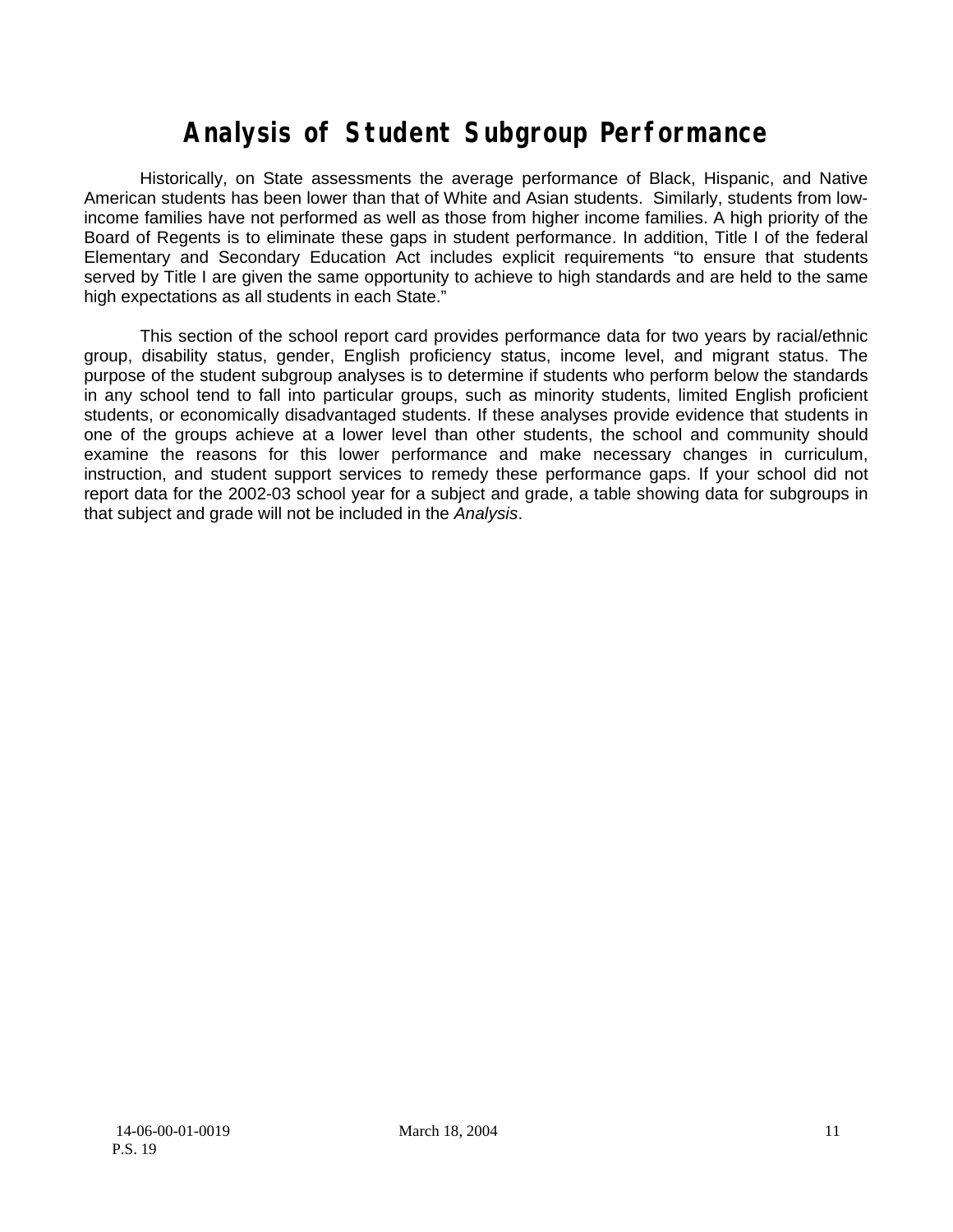# Analysis of Student Subgroup Performance

Historically, on State assessments the average performance of Black, Hispanic, and Native American students has been lower than that of White and Asian students. Similarly, students from low-income families have not performed as well as those from higher income families. A high priority of the Board of Regents is to eliminate these gaps in student performance. In addition, Title I of the federal Elementary and Secondary Education Act includes explicit requirements "to ensure that students served by Title I are given the same opportunity to achieve to high standards and are held to the same high expectations as all students in each State."

This section of the school report card provides performance data for two years by racial/ethnic group, disability status, gender, English proficiency status, income level, and migrant status. The purpose of the student subgroup analyses is to determine if students who perform below the standards in any school tend to fall into particular groups, such as minority students, limited English proficient students, or economically disadvantaged students. If these analyses provide evidence that students in one of the groups achieve at a lower level than other students, the school and community should examine the reasons for this lower performance and make necessary changes in curriculum, instruction, and student support services to remedy these performance gaps. If your school did not report data for the 2002-03 school year for a subject and grade, a table showing data for subgroups in that subject and grade will not be included in the *Analysis*.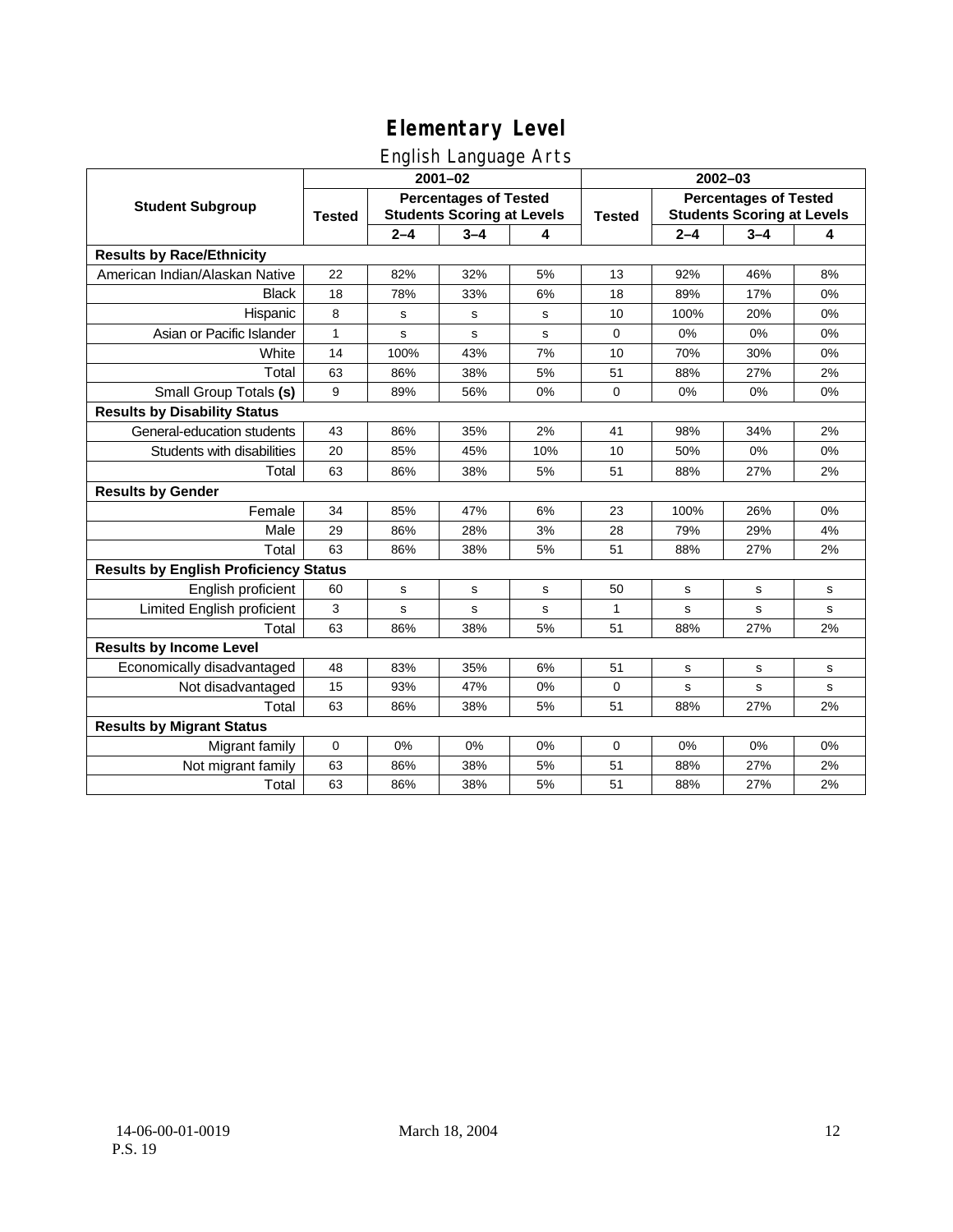# Elementary Level

## English Language Arts

| Student Subgroup | 2001–02 | | | | 2002–03 | | | |
|---|---|---|---|---|---|---|---|---|
| | Tested | Percentages of Tested Students Scoring at Levels | | | Tested | Percentages of Tested Students Scoring at Levels | | |
| | | 2–4 | 3–4 | 4 | | 2–4 | 3–4 | 4 |
| **Results by Race/Ethnicity** | | | | | | | | |
| American Indian/Alaskan Native | 22 | 82% | 32% | 5% | 13 | 92% | 46% | 8% |
| Black | 18 | 78% | 33% | 6% | 18 | 89% | 17% | 0% |
| Hispanic | 8 | s | s | s | 10 | 100% | 20% | 0% |
| Asian or Pacific Islander | 1 | s | s | s | 0 | 0% | 0% | 0% |
| White | 14 | 100% | 43% | 7% | 10 | 70% | 30% | 0% |
| Total | 63 | 86% | 38% | 5% | 51 | 88% | 27% | 2% |
| Small Group Totals **(s)** | 9 | 89% | 56% | 0% | 0 | 0% | 0% | 0% |
| **Results by Disability Status** | | | | | | | | |
| General-education students | 43 | 86% | 35% | 2% | 41 | 98% | 34% | 2% |
| Students with disabilities | 20 | 85% | 45% | 10% | 10 | 50% | 0% | 0% |
| Total | 63 | 86% | 38% | 5% | 51 | 88% | 27% | 2% |
| **Results by Gender** | | | | | | | | |
| Female | 34 | 85% | 47% | 6% | 23 | 100% | 26% | 0% |
| Male | 29 | 86% | 28% | 3% | 28 | 79% | 29% | 4% |
| Total | 63 | 86% | 38% | 5% | 51 | 88% | 27% | 2% |
| **Results by English Proficiency Status** | | | | | | | | |
| English proficient | 60 | s | s | s | 50 | s | s | s |
| Limited English proficient | 3 | s | s | s | 1 | s | s | s |
| Total | 63 | 86% | 38% | 5% | 51 | 88% | 27% | 2% |
| **Results by Income Level** | | | | | | | | |
| Economically disadvantaged | 48 | 83% | 35% | 6% | 51 | s | s | s |
| Not disadvantaged | 15 | 93% | 47% | 0% | 0 | s | s | s |
| Total | 63 | 86% | 38% | 5% | 51 | 88% | 27% | 2% |
| **Results by Migrant Status** | | | | | | | | |
| Migrant family | 0 | 0% | 0% | 0% | 0 | 0% | 0% | 0% |
| Not migrant family | 63 | 86% | 38% | 5% | 51 | 88% | 27% | 2% |
| Total | 63 | 86% | 38% | 5% | 51 | 88% | 27% | 2% |

14-06-00-01-0019
P.S. 19

March 18, 2004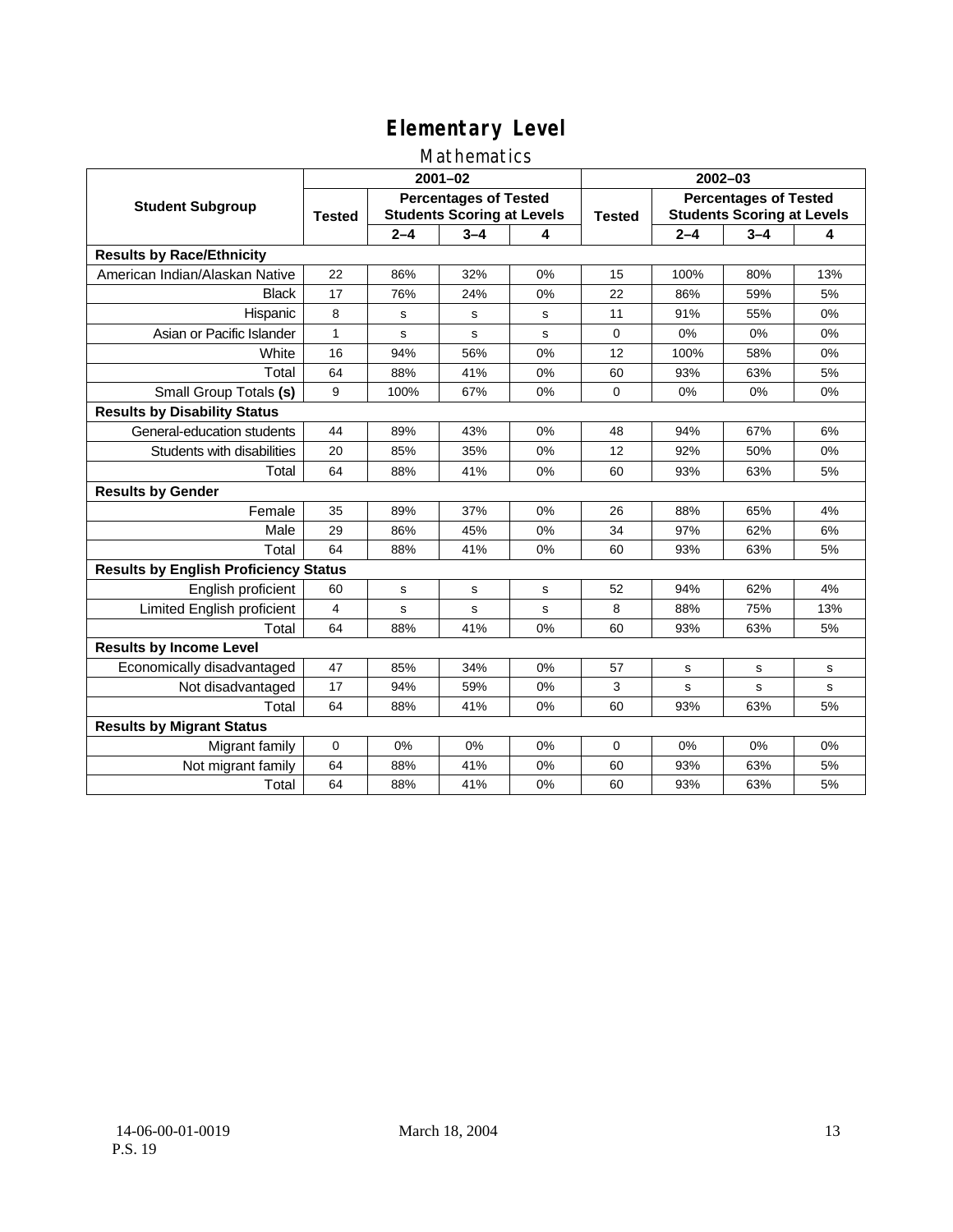# Elementary Level

## Mathematics

| Student Subgroup | 2001–02 | | | | 2002–03 | | | |
|---|---|---|---|---|---|---|---|---|
| | Tested | Percentages of Tested Students Scoring at Levels | | | Tested | Percentages of Tested Students Scoring at Levels | | |
| | | 2–4 | 3–4 | 4 | | 2–4 | 3–4 | 4 |
| **Results by Race/Ethnicity** | | | | | | | | |
| American Indian/Alaskan Native | 22 | 86% | 32% | 0% | 15 | 100% | 80% | 13% |
| Black | 17 | 76% | 24% | 0% | 22 | 86% | 59% | 5% |
| Hispanic | 8 | s | s | s | 11 | 91% | 55% | 0% |
| Asian or Pacific Islander | 1 | s | s | s | 0 | 0% | 0% | 0% |
| White | 16 | 94% | 56% | 0% | 12 | 100% | 58% | 0% |
| Total | 64 | 88% | 41% | 0% | 60 | 93% | 63% | 5% |
| Small Group Totals **(s)** | 9 | 100% | 67% | 0% | 0 | 0% | 0% | 0% |
| **Results by Disability Status** | | | | | | | | |
| General-education students | 44 | 89% | 43% | 0% | 48 | 94% | 67% | 6% |
| Students with disabilities | 20 | 85% | 35% | 0% | 12 | 92% | 50% | 0% |
| Total | 64 | 88% | 41% | 0% | 60 | 93% | 63% | 5% |
| **Results by Gender** | | | | | | | | |
| Female | 35 | 89% | 37% | 0% | 26 | 88% | 65% | 4% |
| Male | 29 | 86% | 45% | 0% | 34 | 97% | 62% | 6% |
| Total | 64 | 88% | 41% | 0% | 60 | 93% | 63% | 5% |
| **Results by English Proficiency Status** | | | | | | | | |
| English proficient | 60 | s | s | s | 52 | 94% | 62% | 4% |
| Limited English proficient | 4 | s | s | s | 8 | 88% | 75% | 13% |
| Total | 64 | 88% | 41% | 0% | 60 | 93% | 63% | 5% |
| **Results by Income Level** | | | | | | | | |
| Economically disadvantaged | 47 | 85% | 34% | 0% | 57 | s | s | s |
| Not disadvantaged | 17 | 94% | 59% | 0% | 3 | s | s | s |
| Total | 64 | 88% | 41% | 0% | 60 | 93% | 63% | 5% |
| **Results by Migrant Status** | | | | | | | | |
| Migrant family | 0 | 0% | 0% | 0% | 0 | 0% | 0% | 0% |
| Not migrant family | 64 | 88% | 41% | 0% | 60 | 93% | 63% | 5% |
| Total | 64 | 88% | 41% | 0% | 60 | 93% | 63% | 5% |

14-06-00-01-0019
P.S. 19

March 18, 2004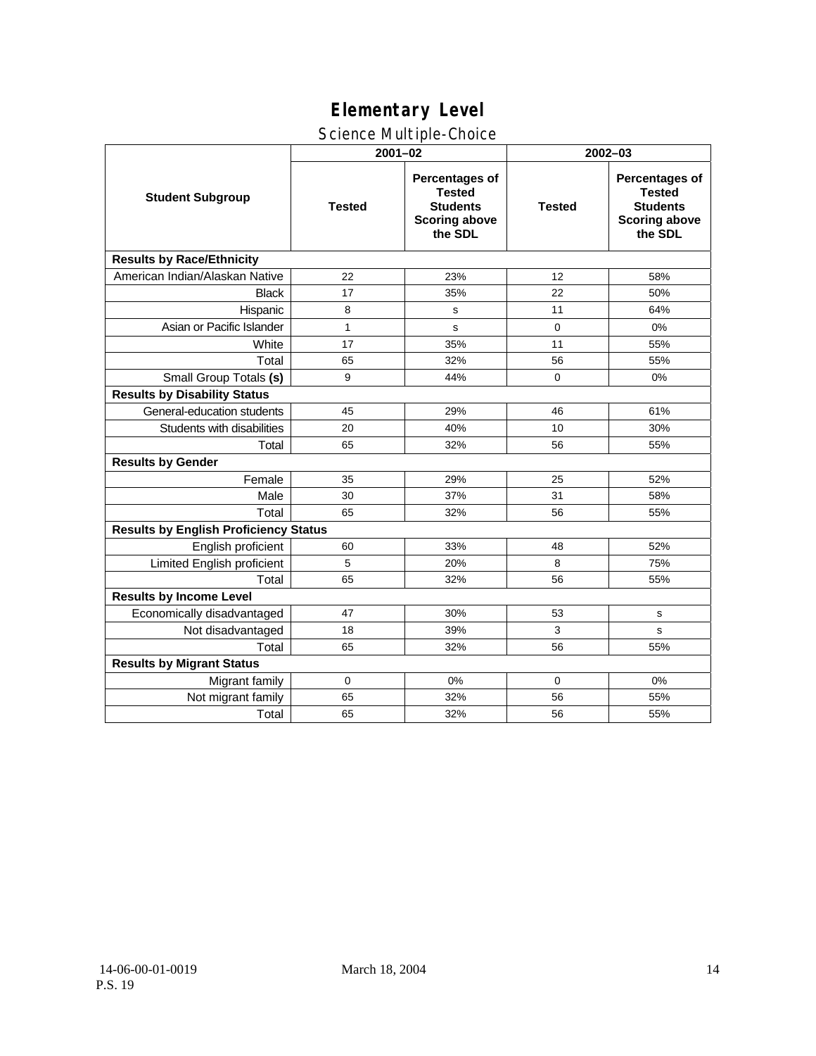# Elementary Level

## Science Multiple-Choice

| Student Subgroup | 2001–02 | | 2002–03 | |
|---|---|---|---|---|
| | Tested | Percentages of Tested Students Scoring above the SDL | Tested | Percentages of Tested Students Scoring above the SDL |
| **Results by Race/Ethnicity** | | | | |
| American Indian/Alaskan Native | 22 | 23% | 12 | 58% |
| Black | 17 | 35% | 22 | 50% |
| Hispanic | 8 | s | 11 | 64% |
| Asian or Pacific Islander | 1 | s | 0 | 0% |
| White | 17 | 35% | 11 | 55% |
| Total | 65 | 32% | 56 | 55% |
| Small Group Totals **(s)** | 9 | 44% | 0 | 0% |
| **Results by Disability Status** | | | | |
| General-education students | 45 | 29% | 46 | 61% |
| Students with disabilities | 20 | 40% | 10 | 30% |
| Total | 65 | 32% | 56 | 55% |
| **Results by Gender** | | | | |
| Female | 35 | 29% | 25 | 52% |
| Male | 30 | 37% | 31 | 58% |
| Total | 65 | 32% | 56 | 55% |
| **Results by English Proficiency Status** | | | | |
| English proficient | 60 | 33% | 48 | 52% |
| Limited English proficient | 5 | 20% | 8 | 75% |
| Total | 65 | 32% | 56 | 55% |
| **Results by Income Level** | | | | |
| Economically disadvantaged | 47 | 30% | 53 | s |
| Not disadvantaged | 18 | 39% | 3 | s |
| Total | 65 | 32% | 56 | 55% |
| **Results by Migrant Status** | | | | |
| Migrant family | 0 | 0% | 0 | 0% |
| Not migrant family | 65 | 32% | 56 | 55% |
| Total | 65 | 32% | 56 | 55% |

14-06-00-01-0019 March 18, 2004
P.S. 19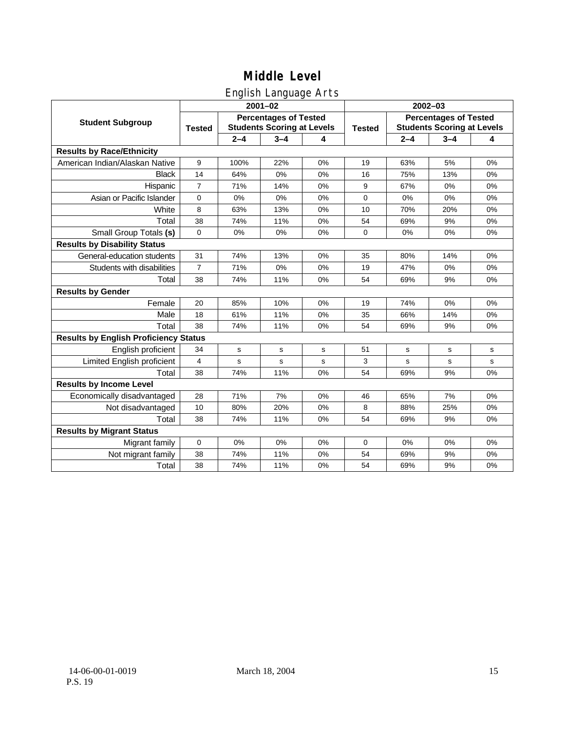# Middle Level

## English Language Arts

| Student Subgroup | 2001–02 | | | | 2002–03 | | | |
|---|---|---|---|---|---|---|---|---|
| | Tested | Percentages of Tested Students Scoring at Levels | | | Tested | Percentages of Tested Students Scoring at Levels | | |
| | | 2–4 | 3–4 | 4 | | 2–4 | 3–4 | 4 |
| **Results by Race/Ethnicity** | | | | | | | | |
| American Indian/Alaskan Native | 9 | 100% | 22% | 0% | 19 | 63% | 5% | 0% |
| Black | 14 | 64% | 0% | 0% | 16 | 75% | 13% | 0% |
| Hispanic | 7 | 71% | 14% | 0% | 9 | 67% | 0% | 0% |
| Asian or Pacific Islander | 0 | 0% | 0% | 0% | 0 | 0% | 0% | 0% |
| White | 8 | 63% | 13% | 0% | 10 | 70% | 20% | 0% |
| Total | 38 | 74% | 11% | 0% | 54 | 69% | 9% | 0% |
| Small Group Totals **(s)** | 0 | 0% | 0% | 0% | 0 | 0% | 0% | 0% |
| **Results by Disability Status** | | | | | | | | |
| General-education students | 31 | 74% | 13% | 0% | 35 | 80% | 14% | 0% |
| Students with disabilities | 7 | 71% | 0% | 0% | 19 | 47% | 0% | 0% |
| Total | 38 | 74% | 11% | 0% | 54 | 69% | 9% | 0% |
| **Results by Gender** | | | | | | | | |
| Female | 20 | 85% | 10% | 0% | 19 | 74% | 0% | 0% |
| Male | 18 | 61% | 11% | 0% | 35 | 66% | 14% | 0% |
| Total | 38 | 74% | 11% | 0% | 54 | 69% | 9% | 0% |
| **Results by English Proficiency Status** | | | | | | | | |
| English proficient | 34 | s | s | s | 51 | s | s | s |
| Limited English proficient | 4 | s | s | s | 3 | s | s | s |
| Total | 38 | 74% | 11% | 0% | 54 | 69% | 9% | 0% |
| **Results by Income Level** | | | | | | | | |
| Economically disadvantaged | 28 | 71% | 7% | 0% | 46 | 65% | 7% | 0% |
| Not disadvantaged | 10 | 80% | 20% | 0% | 8 | 88% | 25% | 0% |
| Total | 38 | 74% | 11% | 0% | 54 | 69% | 9% | 0% |
| **Results by Migrant Status** | | | | | | | | |
| Migrant family | 0 | 0% | 0% | 0% | 0 | 0% | 0% | 0% |
| Not migrant family | 38 | 74% | 11% | 0% | 54 | 69% | 9% | 0% |
| Total | 38 | 74% | 11% | 0% | 54 | 69% | 9% | 0% |

14-06-00-01-0019
P.S. 19

March 18, 2004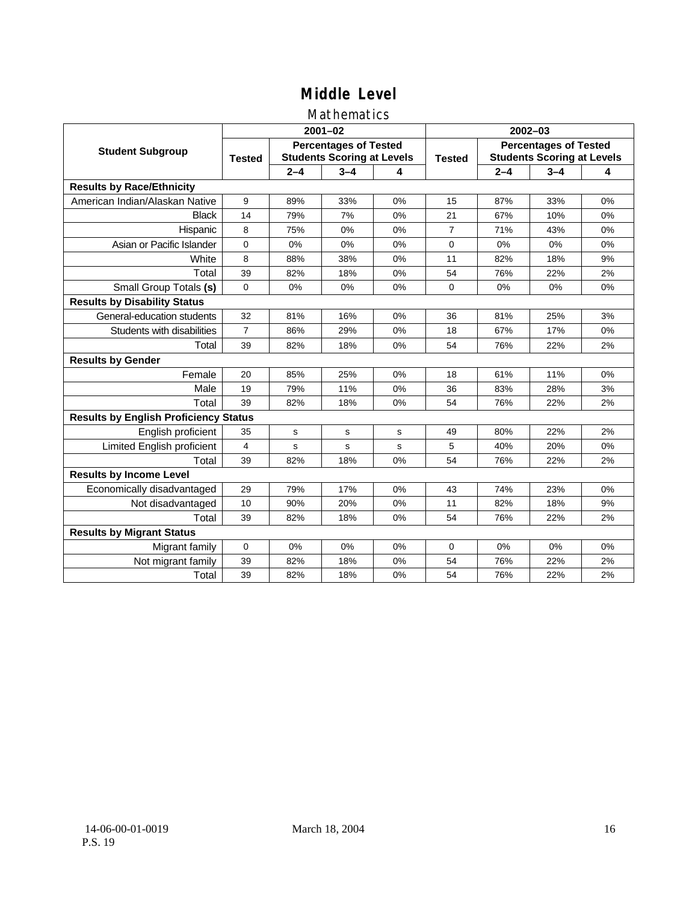# Middle Level

## Mathematics

| Student Subgroup | 2001–02 | | | | 2002–03 | | | |
|---|---|---|---|---|---|---|---|---|
| | Tested | Percentages of Tested Students Scoring at Levels | | | Tested | Percentages of Tested Students Scoring at Levels | | |
| | | 2–4 | 3–4 | 4 | | 2–4 | 3–4 | 4 |
| **Results by Race/Ethnicity** | | | | | | | | |
| American Indian/Alaskan Native | 9 | 89% | 33% | 0% | 15 | 87% | 33% | 0% |
| Black | 14 | 79% | 7% | 0% | 21 | 67% | 10% | 0% |
| Hispanic | 8 | 75% | 0% | 0% | 7 | 71% | 43% | 0% |
| Asian or Pacific Islander | 0 | 0% | 0% | 0% | 0 | 0% | 0% | 0% |
| White | 8 | 88% | 38% | 0% | 11 | 82% | 18% | 9% |
| Total | 39 | 82% | 18% | 0% | 54 | 76% | 22% | 2% |
| Small Group Totals **(s)** | 0 | 0% | 0% | 0% | 0 | 0% | 0% | 0% |
| **Results by Disability Status** | | | | | | | | |
| General-education students | 32 | 81% | 16% | 0% | 36 | 81% | 25% | 3% |
| Students with disabilities | 7 | 86% | 29% | 0% | 18 | 67% | 17% | 0% |
| Total | 39 | 82% | 18% | 0% | 54 | 76% | 22% | 2% |
| **Results by Gender** | | | | | | | | |
| Female | 20 | 85% | 25% | 0% | 18 | 61% | 11% | 0% |
| Male | 19 | 79% | 11% | 0% | 36 | 83% | 28% | 3% |
| Total | 39 | 82% | 18% | 0% | 54 | 76% | 22% | 2% |
| **Results by English Proficiency Status** | | | | | | | | |
| English proficient | 35 | s | s | s | 49 | 80% | 22% | 2% |
| Limited English proficient | 4 | s | s | s | 5 | 40% | 20% | 0% |
| Total | 39 | 82% | 18% | 0% | 54 | 76% | 22% | 2% |
| **Results by Income Level** | | | | | | | | |
| Economically disadvantaged | 29 | 79% | 17% | 0% | 43 | 74% | 23% | 0% |
| Not disadvantaged | 10 | 90% | 20% | 0% | 11 | 82% | 18% | 9% |
| Total | 39 | 82% | 18% | 0% | 54 | 76% | 22% | 2% |
| **Results by Migrant Status** | | | | | | | | |
| Migrant family | 0 | 0% | 0% | 0% | 0 | 0% | 0% | 0% |
| Not migrant family | 39 | 82% | 18% | 0% | 54 | 76% | 22% | 2% |
| Total | 39 | 82% | 18% | 0% | 54 | 76% | 22% | 2% |

14-06-00-01-0019
P.S. 19

March 18, 2004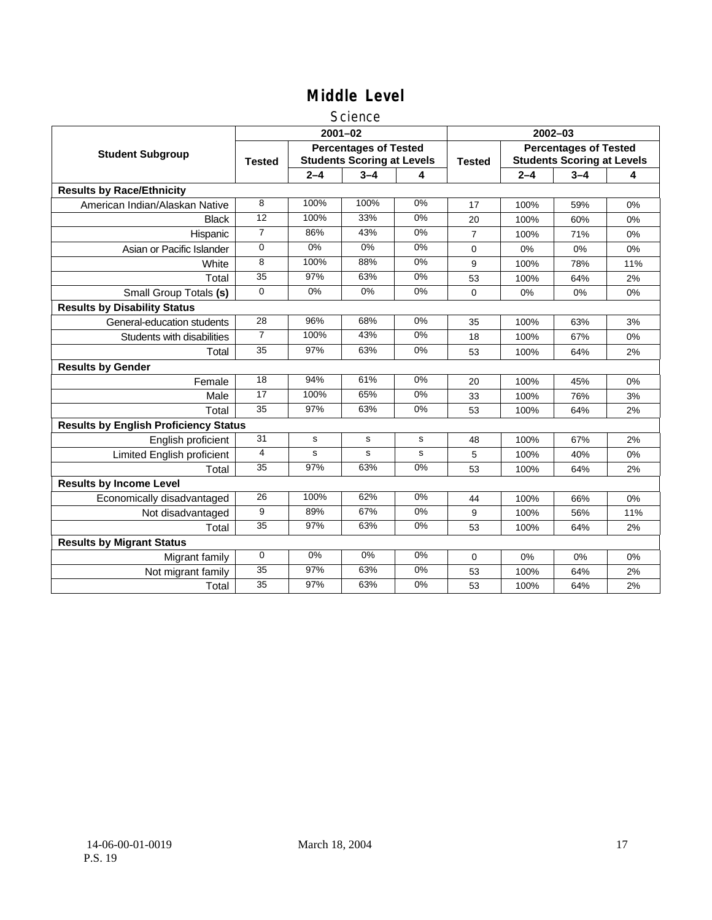# Middle Level

## Science

| Student Subgroup | 2001–02 | | | | 2002–03 | | | |
|---|---|---|---|---|---|---|---|---|
| | Tested | Percentages of Tested Students Scoring at Levels | | | Tested | Percentages of Tested Students Scoring at Levels | | |
| | | 2–4 | 3–4 | 4 | | 2–4 | 3–4 | 4 |
| **Results by Race/Ethnicity** | | | | | | | | |
| American Indian/Alaskan Native | 8 | 100% | 100% | 0% | 17 | 100% | 59% | 0% |
| Black | 12 | 100% | 33% | 0% | 20 | 100% | 60% | 0% |
| Hispanic | 7 | 86% | 43% | 0% | 7 | 100% | 71% | 0% |
| Asian or Pacific Islander | 0 | 0% | 0% | 0% | 0 | 0% | 0% | 0% |
| White | 8 | 100% | 88% | 0% | 9 | 100% | 78% | 11% |
| Total | 35 | 97% | 63% | 0% | 53 | 100% | 64% | 2% |
| Small Group Totals **(s)** | 0 | 0% | 0% | 0% | 0 | 0% | 0% | 0% |
| **Results by Disability Status** | | | | | | | | |
| General-education students | 28 | 96% | 68% | 0% | 35 | 100% | 63% | 3% |
| Students with disabilities | 7 | 100% | 43% | 0% | 18 | 100% | 67% | 0% |
| Total | 35 | 97% | 63% | 0% | 53 | 100% | 64% | 2% |
| **Results by Gender** | | | | | | | | |
| Female | 18 | 94% | 61% | 0% | 20 | 100% | 45% | 0% |
| Male | 17 | 100% | 65% | 0% | 33 | 100% | 76% | 3% |
| Total | 35 | 97% | 63% | 0% | 53 | 100% | 64% | 2% |
| **Results by English Proficiency Status** | | | | | | | | |
| English proficient | 31 | s | s | s | 48 | 100% | 67% | 2% |
| Limited English proficient | 4 | s | s | s | 5 | 100% | 40% | 0% |
| Total | 35 | 97% | 63% | 0% | 53 | 100% | 64% | 2% |
| **Results by Income Level** | | | | | | | | |
| Economically disadvantaged | 26 | 100% | 62% | 0% | 44 | 100% | 66% | 0% |
| Not disadvantaged | 9 | 89% | 67% | 0% | 9 | 100% | 56% | 11% |
| Total | 35 | 97% | 63% | 0% | 53 | 100% | 64% | 2% |
| **Results by Migrant Status** | | | | | | | | |
| Migrant family | 0 | 0% | 0% | 0% | 0 | 0% | 0% | 0% |
| Not migrant family | 35 | 97% | 63% | 0% | 53 | 100% | 64% | 2% |
| Total | 35 | 97% | 63% | 0% | 53 | 100% | 64% | 2% |

14-06-00-01-0019
P.S. 19

March 18, 2004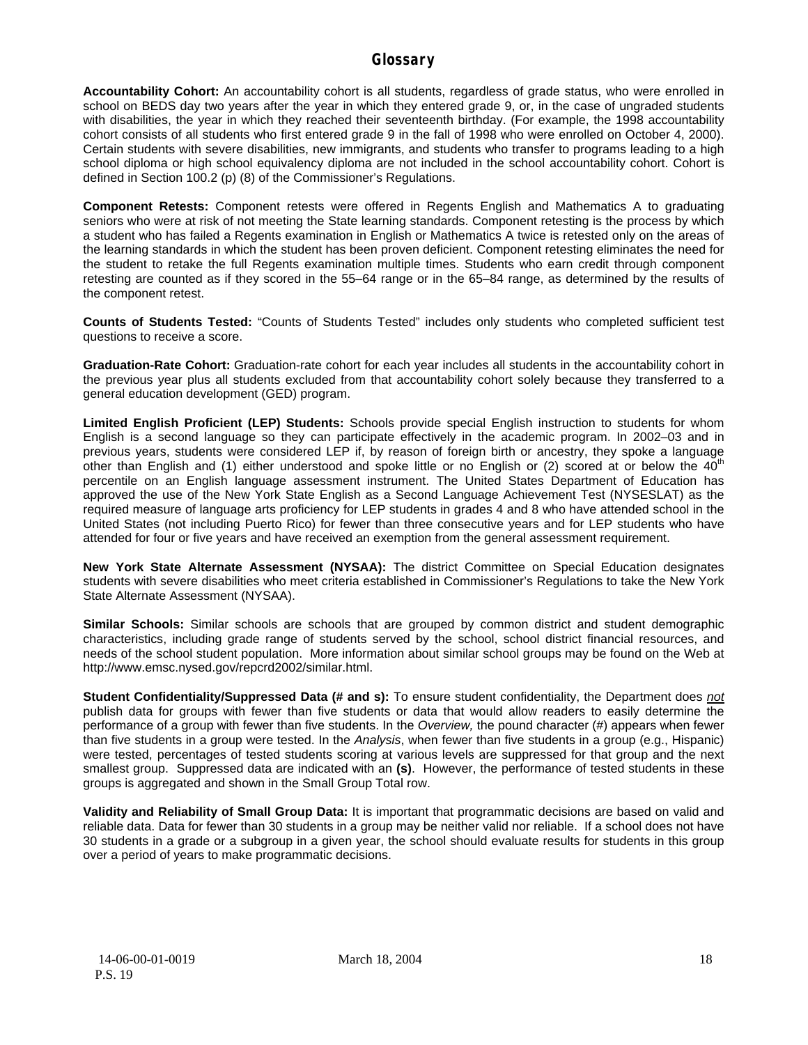# Glossary

**Accountability Cohort:** An accountability cohort is all students, regardless of grade status, who were enrolled in school on BEDS day two years after the year in which they entered grade 9, or, in the case of ungraded students with disabilities, the year in which they reached their seventeenth birthday. (For example, the 1998 accountability cohort consists of all students who first entered grade 9 in the fall of 1998 who were enrolled on October 4, 2000). Certain students with severe disabilities, new immigrants, and students who transfer to programs leading to a high school diploma or high school equivalency diploma are not included in the school accountability cohort. Cohort is defined in Section 100.2 (p) (8) of the Commissioner's Regulations.

**Component Retests:** Component retests were offered in Regents English and Mathematics A to graduating seniors who were at risk of not meeting the State learning standards. Component retesting is the process by which a student who has failed a Regents examination in English or Mathematics A twice is retested only on the areas of the learning standards in which the student has been proven deficient. Component retesting eliminates the need for the student to retake the full Regents examination multiple times. Students who earn credit through component retesting are counted as if they scored in the 55–64 range or in the 65–84 range, as determined by the results of the component retest.

**Counts of Students Tested:** "Counts of Students Tested" includes only students who completed sufficient test questions to receive a score.

**Graduation-Rate Cohort:** Graduation-rate cohort for each year includes all students in the accountability cohort in the previous year plus all students excluded from that accountability cohort solely because they transferred to a general education development (GED) program.

**Limited English Proficient (LEP) Students:** Schools provide special English instruction to students for whom English is a second language so they can participate effectively in the academic program. In 2002–03 and in previous years, students were considered LEP if, by reason of foreign birth or ancestry, they spoke a language other than English and (1) either understood and spoke little or no English or (2) scored at or below the 40th percentile on an English language assessment instrument. The United States Department of Education has approved the use of the New York State English as a Second Language Achievement Test (NYSESLAT) as the required measure of language arts proficiency for LEP students in grades 4 and 8 who have attended school in the United States (not including Puerto Rico) for fewer than three consecutive years and for LEP students who have attended for four or five years and have received an exemption from the general assessment requirement.

**New York State Alternate Assessment (NYSAA):** The district Committee on Special Education designates students with severe disabilities who meet criteria established in Commissioner's Regulations to take the New York State Alternate Assessment (NYSAA).

**Similar Schools:** Similar schools are schools that are grouped by common district and student demographic characteristics, including grade range of students served by the school, school district financial resources, and needs of the school student population. More information about similar school groups may be found on the Web at http://www.emsc.nysed.gov/repcrd2002/similar.html.

**Student Confidentiality/Suppressed Data (# and s):** To ensure student confidentiality, the Department does *not* publish data for groups with fewer than five students or data that would allow readers to easily determine the performance of a group with fewer than five students. In the *Overview,* the pound character (#) appears when fewer than five students in a group were tested. In the *Analysis*, when fewer than five students in a group (e.g., Hispanic) were tested, percentages of tested students scoring at various levels are suppressed for that group and the next smallest group. Suppressed data are indicated with an **(s)**. However, the performance of tested students in these groups is aggregated and shown in the Small Group Total row.

**Validity and Reliability of Small Group Data:** It is important that programmatic decisions are based on valid and reliable data. Data for fewer than 30 students in a group may be neither valid nor reliable. If a school does not have 30 students in a grade or a subgroup in a given year, the school should evaluate results for students in this group over a period of years to make programmatic decisions.